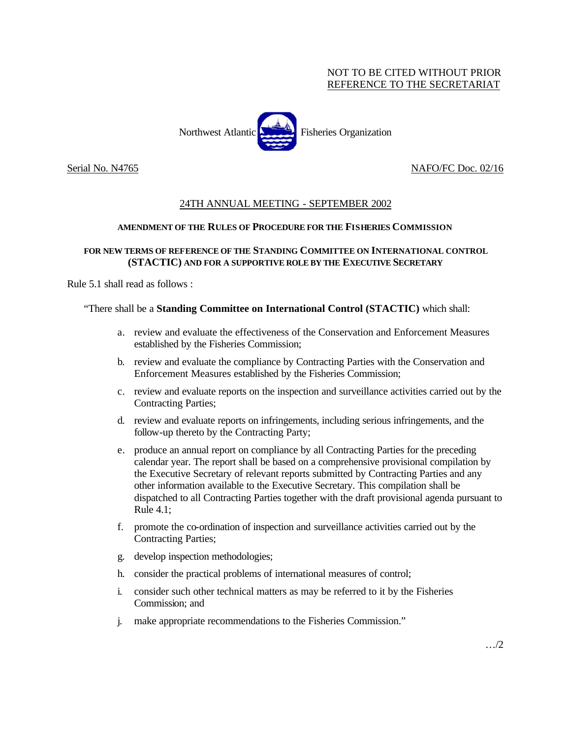NOT TO BE CITED WITHOUT PRIOR
REFERENCE TO THE SECRETARIAT

Northwest Atlantic Fisheries Organization

Serial No. N4765 NAFO/FC Doc. 02/16

## 24TH ANNUAL MEETING - SEPTEMBER 2002

### AMENDMENT OF THE RULES OF PROCEDURE FOR THE FISHERIES COMMISSION

### FOR NEW TERMS OF REFERENCE OF THE STANDING COMMITTEE ON INTERNATIONAL CONTROL (STACTIC) AND FOR A SUPPORTIVE ROLE BY THE EXECUTIVE SECRETARY

Rule 5.1 shall read as follows :

"There shall be a **Standing Committee on International Control (STACTIC)** which shall:

a. review and evaluate the effectiveness of the Conservation and Enforcement Measures established by the Fisheries Commission;

b. review and evaluate the compliance by Contracting Parties with the Conservation and Enforcement Measures established by the Fisheries Commission;

c. review and evaluate reports on the inspection and surveillance activities carried out by the Contracting Parties;

d. review and evaluate reports on infringements, including serious infringements, and the follow-up thereto by the Contracting Party;

e. produce an annual report on compliance by all Contracting Parties for the preceding calendar year. The report shall be based on a comprehensive provisional compilation by the Executive Secretary of relevant reports submitted by Contracting Parties and any other information available to the Executive Secretary. This compilation shall be dispatched to all Contracting Parties together with the draft provisional agenda pursuant to Rule 4.1;

f. promote the co-ordination of inspection and surveillance activities carried out by the Contracting Parties;

g. develop inspection methodologies;

h. consider the practical problems of international measures of control;

i. consider such other technical matters as may be referred to it by the Fisheries Commission; and

j. make appropriate recommendations to the Fisheries Commission."

…/2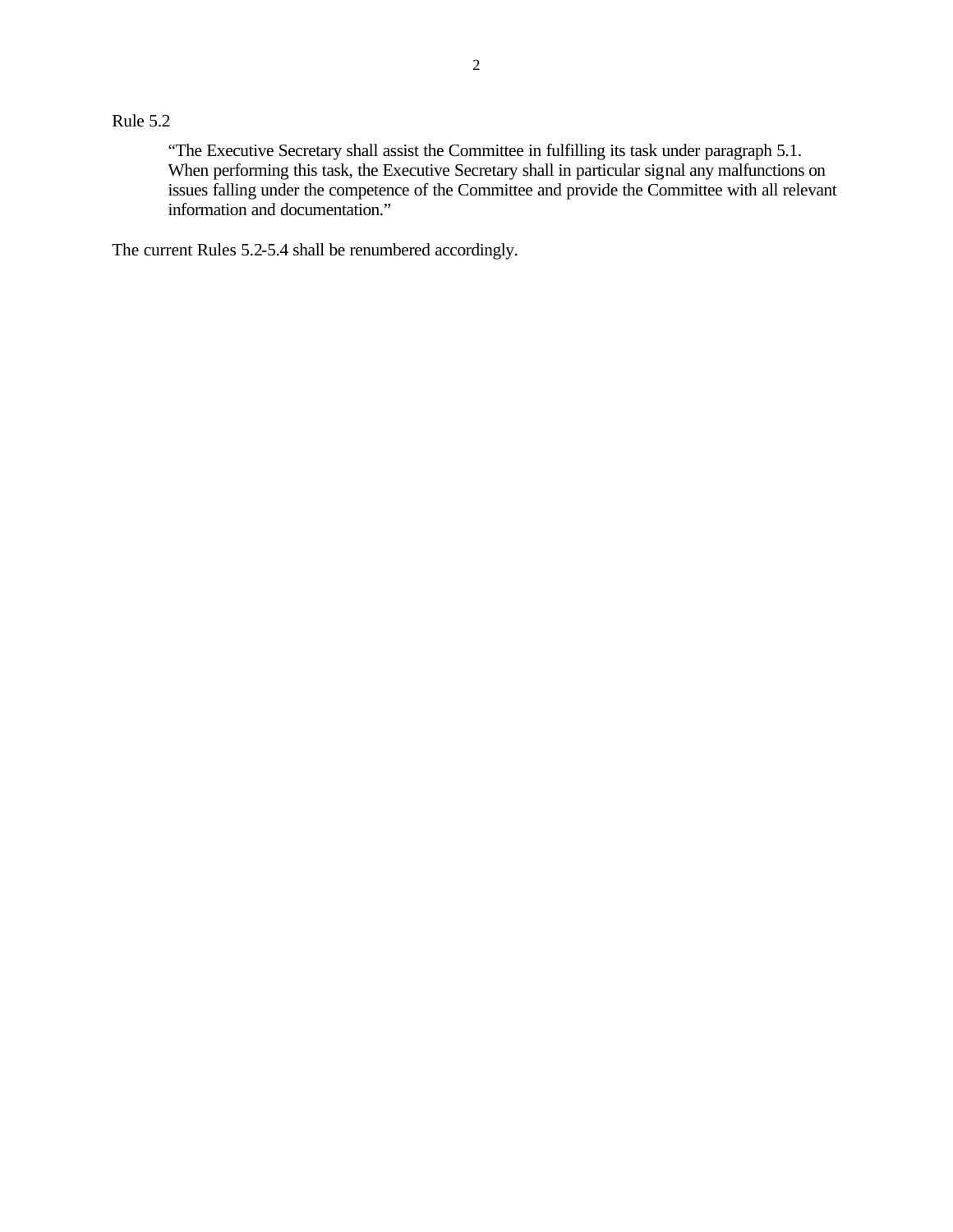Rule 5.2

> "The Executive Secretary shall assist the Committee in fulfilling its task under paragraph 5.1. When performing this task, the Executive Secretary shall in particular signal any malfunctions on issues falling under the competence of the Committee and provide the Committee with all relevant information and documentation."

The current Rules 5.2-5.4 shall be renumbered accordingly.